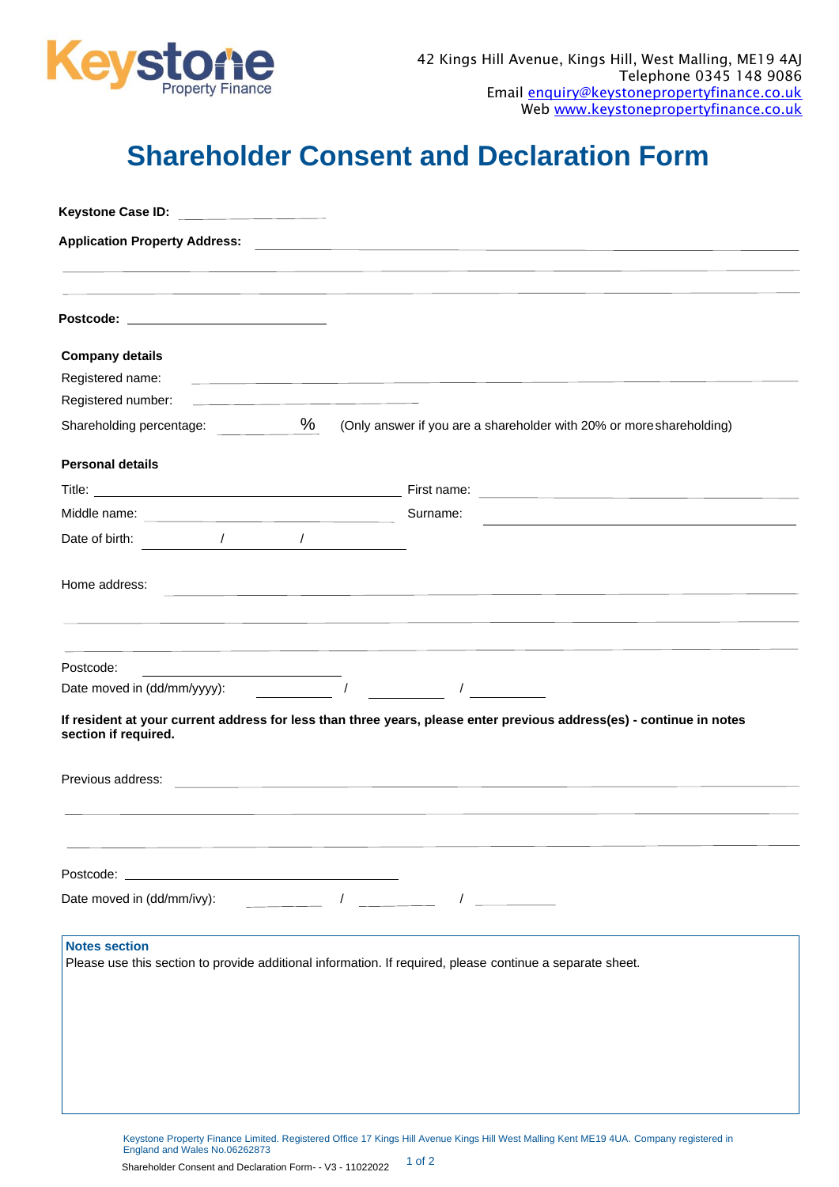Keystone Property Finance

42 Kings Hill Avenue, Kings Hill, West Malling, ME19 4AJ
Telephone 0345 148 9086
Email enquiry@keystonepropertyfinance.co.uk
Web www.keystonepropertyfinance.co.uk

# Shareholder Consent and Declaration Form

**Keystone Case ID:** ____________________

**Application Property Address:** ____________________

____________________

____________________

**Postcode:** ____________________

**Company details**

Registered name: ____________________

Registered number: ____________________

Shareholding percentage: ________ % (Only answer if you are a shareholder with 20% or more shareholding)

**Personal details**

Title: ____________________ First name: ____________________

Middle name: ____________________ Surname: ____________________

Date of birth: ______ / ______ / ______

Home address: ____________________

____________________

____________________

Postcode: ____________________

Date moved in (dd/mm/yyyy): ______ / ______ / ______

**If resident at your current address for less than three years, please enter previous address(es) - continue in notes section if required.**

Previous address: ____________________

____________________

____________________

Postcode: ____________________

Date moved in (dd/mm/ivy): ______ / ______ / ______

**Notes section**

Please use this section to provide additional information. If required, please continue a separate sheet.

Keystone Property Finance Limited. Registered Office 17 Kings Hill Avenue Kings Hill West Malling Kent ME19 4UA. Company registered in England and Wales No.06262873

Shareholder Consent and Declaration Form- - V3 - 11022022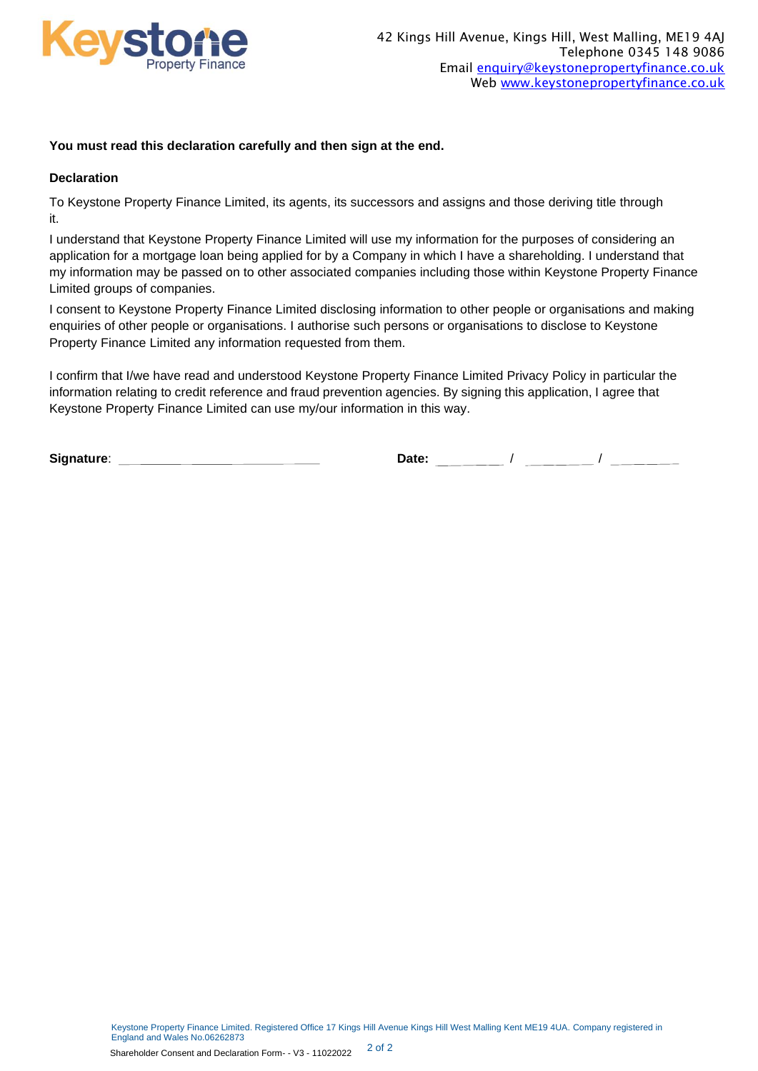Keystone Property Finance

42 Kings Hill Avenue, Kings Hill, West Malling, ME19 4AJ
Telephone 0345 148 9086
Email enquiry@keystonepropertyfinance.co.uk
Web www.keystonepropertyfinance.co.uk

**You must read this declaration carefully and then sign at the end.**

**Declaration**

To Keystone Property Finance Limited, its agents, its successors and assigns and those deriving title through it.

I understand that Keystone Property Finance Limited will use my information for the purposes of considering an application for a mortgage loan being applied for by a Company in which I have a shareholding. I understand that my information may be passed on to other associated companies including those within Keystone Property Finance Limited groups of companies.

I consent to Keystone Property Finance Limited disclosing information to other people or organisations and making enquiries of other people or organisations. I authorise such persons or organisations to disclose to Keystone Property Finance Limited any information requested from them.

I confirm that I/we have read and understood Keystone Property Finance Limited Privacy Policy in particular the information relating to credit reference and fraud prevention agencies. By signing this application, I agree that Keystone Property Finance Limited can use my/our information in this way.

**Signature**: ______________________________ **Date:** ________ / ________ / ________

Keystone Property Finance Limited. Registered Office 17 Kings Hill Avenue Kings Hill West Malling Kent ME19 4UA. Company registered in England and Wales No.06262873

Shareholder Consent and Declaration Form- - V3 - 11022022